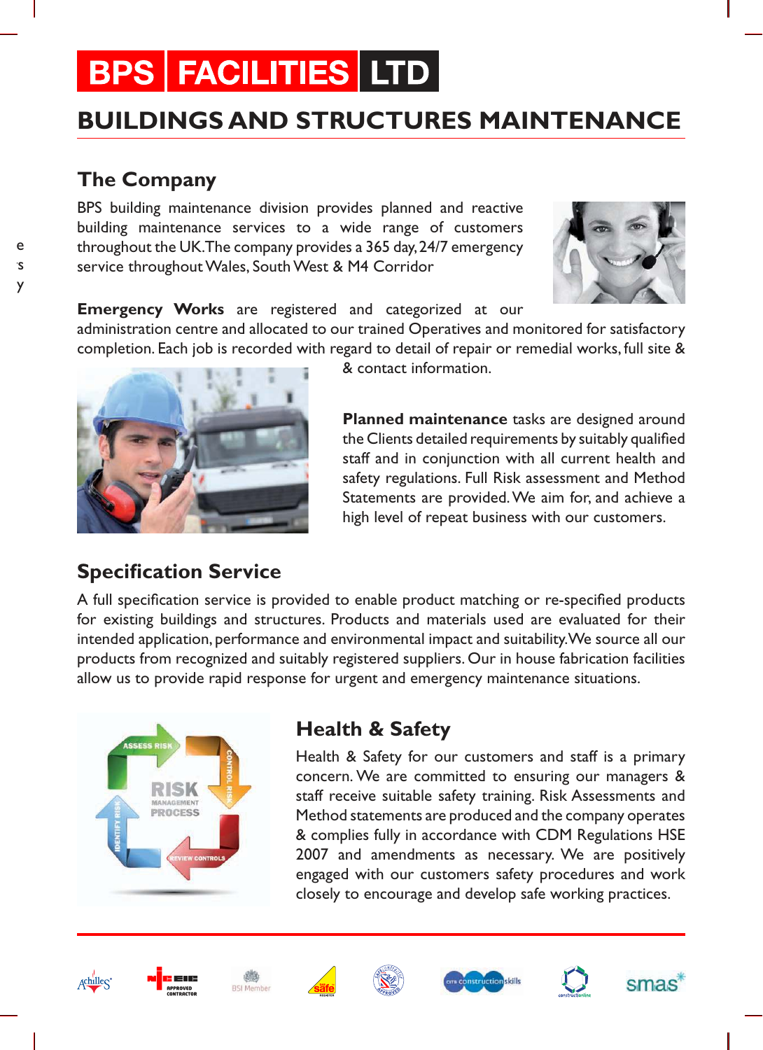# BPS FACILITIES LTD

## BUILDINGS AND STRUCTURES MAINTENANCE

### The Company

BPS building maintenance division provides planned and reactive building maintenance services to a wide range of customers throughout the UK.The company provides a 365 day, 24/7 emergency service throughout Wales, South West & M4 Corridor

**Emergency Works** are registered and categorized at our administration centre and allocated to our trained Operatives and monitored for satisfactory completion. Each job is recorded with regard to detail of repair or remedial works, full site & & contact information.

**Planned maintenance** tasks are designed around the Clients detailed requirements by suitably qualified staff and in conjunction with all current health and safety regulations. Full Risk assessment and Method Statements are provided. We aim for, and achieve a high level of repeat business with our customers.

### Specification Service

A full specification service is provided to enable product matching or re-specified products for existing buildings and structures. Products and materials used are evaluated for their intended application, performance and environmental impact and suitability. We source all our products from recognized and suitably registered suppliers. Our in house fabrication facilities allow us to provide rapid response for urgent and emergency maintenance situations.

### Health & Safety

Health & Safety for our customers and staff is a primary concern. We are committed to ensuring our managers & staff receive suitable safety training. Risk Assessments and Method statements are produced and the company operates & complies fully in accordance with CDM Regulations HSE 2007 and amendments as necessary. We are positively engaged with our customers safety procedures and work closely to encourage and develop safe working practices.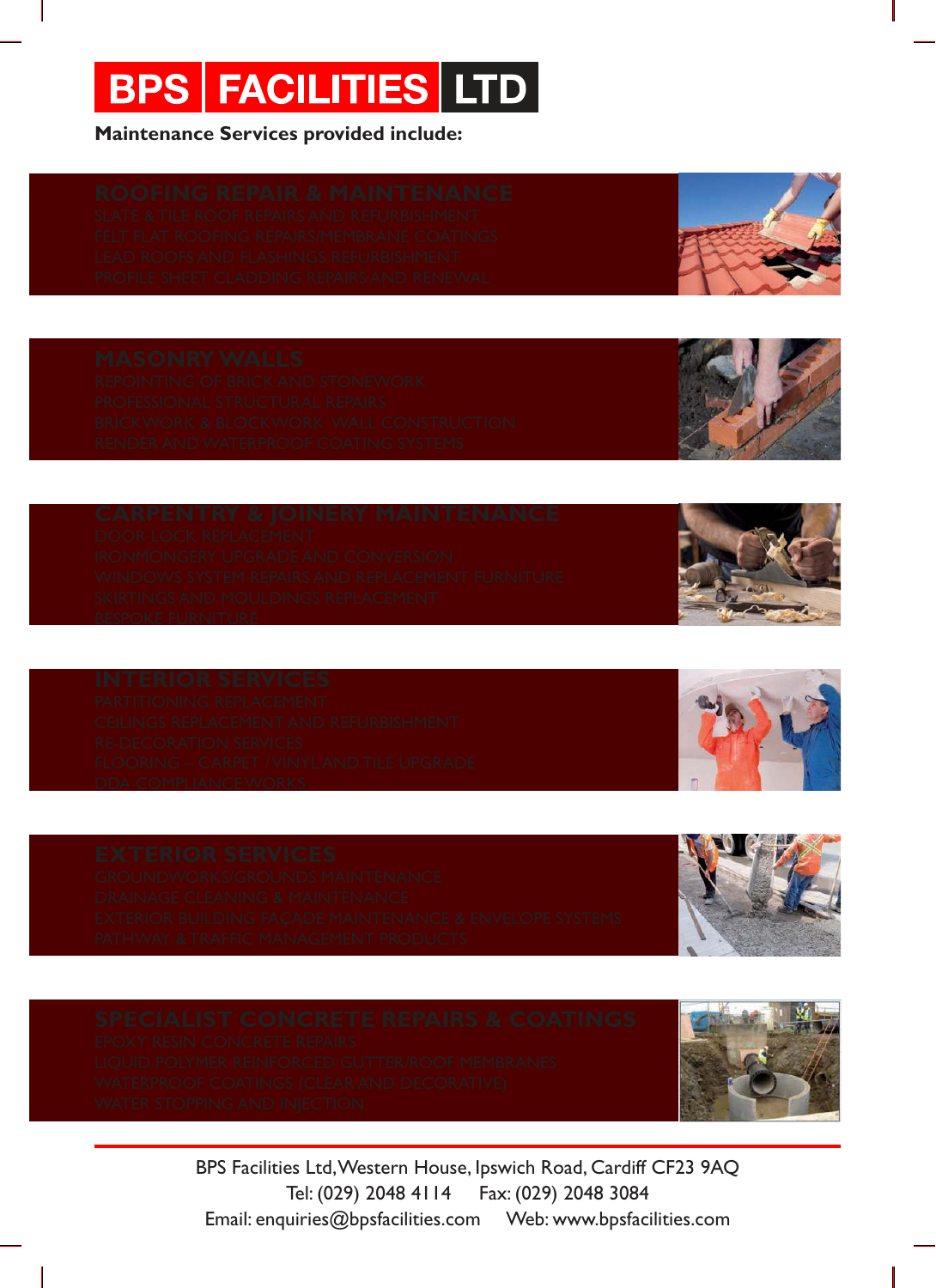# BPS FACILITIES LTD

**Maintenance Services provided include:**

## ROOFING REPAIR & MAINTENANCE

SLATE & TILE ROOF REPAIRS AND REFURBISHMENT
FELT FLAT ROOFING REPAIRS/MEMBRANE COATINGS
LEAD ROOFS AND FLASHINGS REFURBISHMENT
PROFILE SHEET CLADDING REPAIRS AND RENEWAL

## MASONRY WALLS

REPOINTING OF BRICK AND STONEWORK
PROFESSIONAL STRUCTURAL REPAIRS
BRICKWORK & BLOCKWORK WALL CONSTRUCTION
RENDER AND WATERPROOF COATING SYSTEMS

## CARPENTRY & JOINERY MAINTENANCE

DOOR LOCK REPLACEMENT
IRONMONGERY UPGRADE AND CONVERSION
WINDOWS SYSTEM REPAIRS AND REPLACEMENT FURNITURE
SKIRTINGS AND MOULDINGS REPLACEMENT
BESPOKE FURNITURE

## INTERIOR SERVICES

PARTITIONING REPLACEMENT
CEILINGS REPLACEMENT AND REFURBISHMENT
RE-DECORATION SERVICES
FLOORING – CARPET / VINYL AND TILE UPGRADE
DDA COMPLIANCE WORKS

## EXTERIOR SERVICES

GROUNDWORKS/GROUNDS MAINTENANCE
DRAINAGE CLEANING & MAINTENANCE
EXTERIOR BUILDING FAÇADE MAINTENANCE & ENVELOPE SYSTEMS
PATHWAY & TRAFFIC MANAGEMENT PRODUCTS

## SPECIALIST CONCRETE REPAIRS & COATINGS

EPOXY RESIN CONCRETE REPAIRS
LIQUID POLYMER REINFORCED GUTTER/ROOF MEMBRANES
WATERPROOF COATINGS (CLEAR AND DECORATIVE)
WATER STOPPING AND INJECTION

---

BPS Facilities Ltd, Western House, Ipswich Road, Cardiff CF23 9AQ
Tel: (029) 2048 4114 Fax: (029) 2048 3084
Email: enquiries@bpsfacilities.com Web: www.bpsfacilities.com